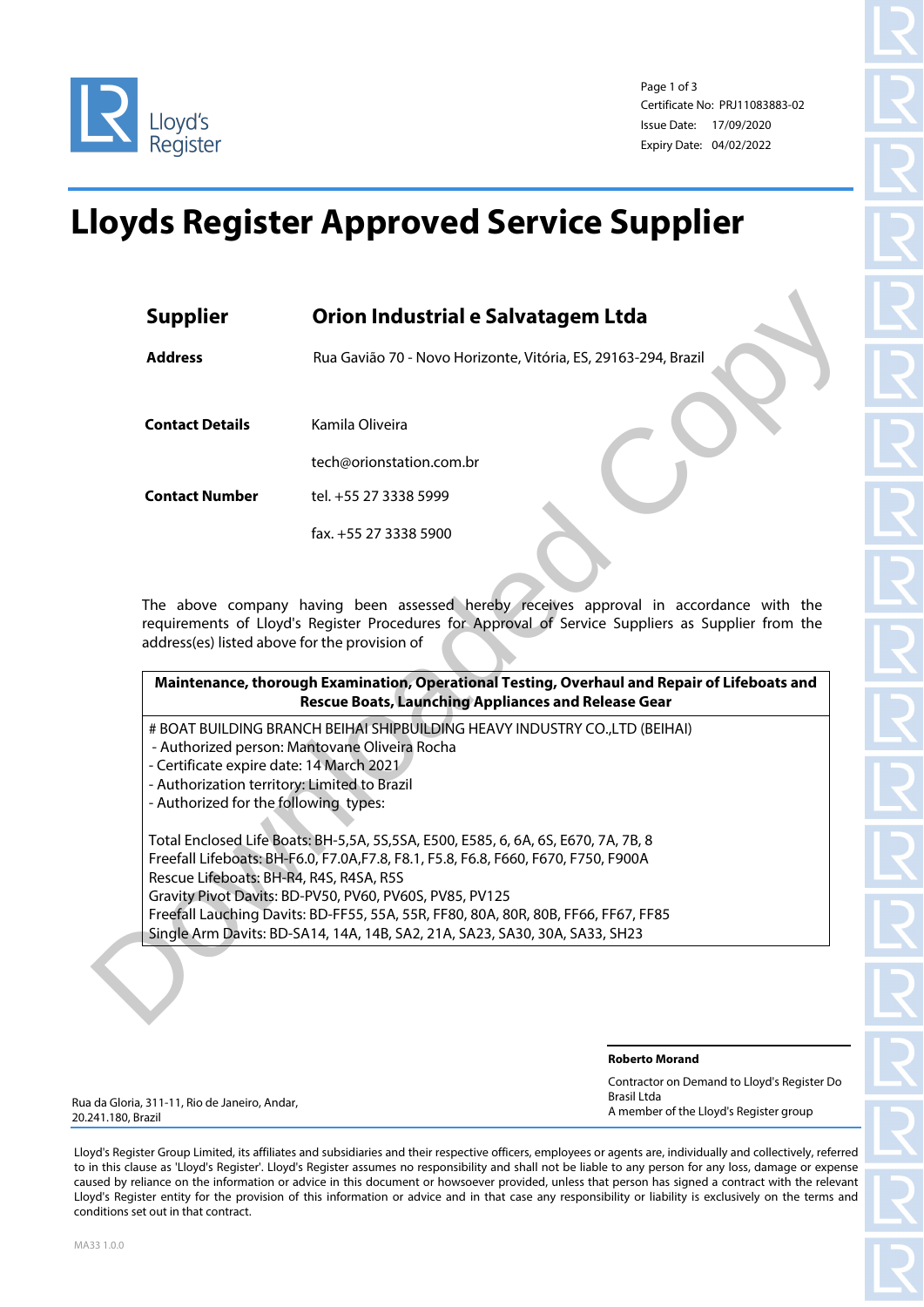Certificate No: PRJ11083883-02
Issue Date: 17/09/2020
Expiry Date: 04/02/2022

# Lloyds Register Approved Service Supplier

| | |
|---|---|
| **Supplier** | **Orion Industrial e Salvatagem Ltda** |
| **Address** | Rua Gavião 70 - Novo Horizonte, Vitória, ES, 29163-294, Brazil |
| **Contact Details** | Kamila Oliveira |
| | tech@orionstation.com.br |
| **Contact Number** | tel. +55 27 3338 5999 |
| | fax. +55 27 3338 5900 |

The above company having been assessed hereby receives approval in accordance with the requirements of Lloyd's Register Procedures for Approval of Service Suppliers as Supplier from the address(es) listed above for the provision of

| **Maintenance, thorough Examination, Operational Testing, Overhaul and Repair of Lifeboats and Rescue Boats, Launching Appliances and Release Gear** |
|---|
| # BOAT BUILDING BRANCH BEIHAI SHIPBUILDING HEAVY INDUSTRY CO.,LTD (BEIHAI)<br>- Authorized person: Mantovane Oliveira Rocha<br>- Certificate expire date: 14 March 2021<br>- Authorization territory: Limited to Brazil<br>- Authorized for the following types:<br><br>Total Enclosed Life Boats: BH-5,5A, 5S,5SA, E500, E585, 6, 6A, 6S, E670, 7A, 7B, 8<br>Freefall Lifeboats: BH-F6.0, F7.0A,F7.8, F8.1, F5.8, F6.8, F660, F670, F750, F900A<br>Rescue Lifeboats: BH-R4, R4S, R4SA, R5S<br>Gravity Pivot Davits: BD-PV50, PV60, PV60S, PV85, PV125<br>Freefall Lauching Davits: BD-FF55, 55A, 55R, FF80, 80A, 80R, 80B, FF66, FF67, FF85<br>Single Arm Davits: BD-SA14, 14A, 14B, SA2, 21A, SA23, SA30, 30A, SA33, SH23 |

**Roberto Morand**

Contractor on Demand to Lloyd's Register Do Brasil Ltda
A member of the Lloyd's Register group

Rua da Gloria, 311-11, Rio de Janeiro, Andar, 20.241.180, Brazil

Lloyd's Register Group Limited, its affiliates and subsidiaries and their respective officers, employees or agents are, individually and collectively, referred to in this clause as 'Lloyd's Register'. Lloyd's Register assumes no responsibility and shall not be liable to any person for any loss, damage or expense caused by reliance on the information or advice in this document or howsoever provided, unless that person has signed a contract with the relevant Lloyd's Register entity for the provision of this information or advice and in that case any responsibility or liability is exclusively on the terms and conditions set out in that contract.

MA33 1.0.0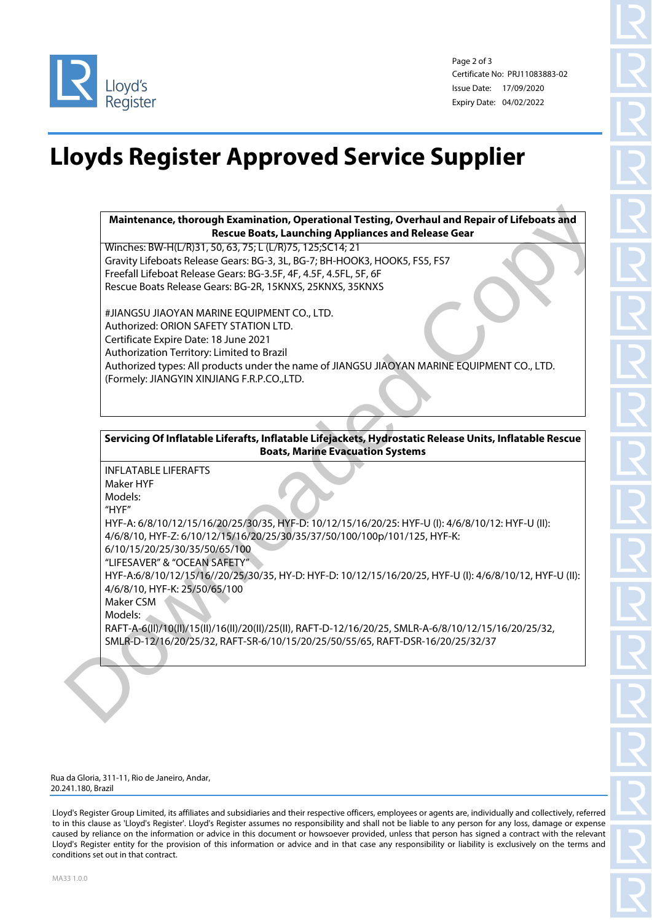# Lloyds Register Approved Service Supplier

| Maintenance, thorough Examination, Operational Testing, Overhaul and Repair of Lifeboats and Rescue Boats, Launching Appliances and Release Gear |
|---|
| Winches: BW-H(L/R)31, 50, 63, 75; L (L/R)75, 125;SC14; 21<br>Gravity Lifeboats Release Gears: BG-3, 3L, BG-7; BH-HOOK3, HOOK5, FS5, FS7<br>Freefall Lifeboat Release Gears: BG-3.5F, 4F, 4.5F, 4.5FL, 5F, 6F<br>Rescue Boats Release Gears: BG-2R, 15KNXS, 25KNXS, 35KNXS<br><br>#JIANGSU JIAOYAN MARINE EQUIPMENT CO., LTD.<br>Authorized: ORION SAFETY STATION LTD.<br>Certificate Expire Date: 18 June 2021<br>Authorization Territory: Limited to Brazil<br>Authorized types: All products under the name of JIANGSU JIAOYAN MARINE EQUIPMENT CO., LTD. (Formely: JIANGYIN XINJIANG F.R.P.CO.,LTD. |

| Servicing Of Inflatable Liferafts, Inflatable Lifejackets, Hydrostatic Release Units, Inflatable Rescue Boats, Marine Evacuation Systems |
|---|
| INFLATABLE LIFERAFTS<br>Maker HYF<br>Models:<br>"HYF"<br>HYF-A: 6/8/10/12/15/16/20/25/30/35, HYF-D: 10/12/15/16/20/25: HYF-U (I): 4/6/8/10/12: HYF-U (II): 4/6/8/10, HYF-Z: 6/10/12/15/16/20/25/30/35/37/50/100/100p/101/125, HYF-K: 6/10/15/20/25/30/35/50/65/100<br>"LIFESAVER" & "OCEAN SAFETY"<br>HYF-A:6/8/10/12/15/16//20/25/30/35, HY-D: HYF-D: 10/12/15/16/20/25, HYF-U (I): 4/6/8/10/12, HYF-U (II): 4/6/8/10, HYF-K: 25/50/65/100<br>Maker CSM<br>Models:<br>RAFT-A-6(II)/10(II)/15(II)/16(II)/20(II)/25(II), RAFT-D-12/16/20/25, SMLR-A-6/8/10/12/15/16/20/25/32, SMLR-D-12/16/20/25/32, RAFT-SR-6/10/15/20/25/50/55/65, RAFT-DSR-16/20/25/32/37 |

Rua da Gloria, 311-11, Rio de Janeiro, Andar,
20.241.180, Brazil

Lloyd's Register Group Limited, its affiliates and subsidiaries and their respective officers, employees or agents are, individually and collectively, referred to in this clause as 'Lloyd's Register'. Lloyd's Register assumes no responsibility and shall not be liable to any person for any loss, damage or expense caused by reliance on the information or advice in this document or howsoever provided, unless that person has signed a contract with the relevant Lloyd's Register entity for the provision of this information or advice and in that case any responsibility or liability is exclusively on the terms and conditions set out in that contract.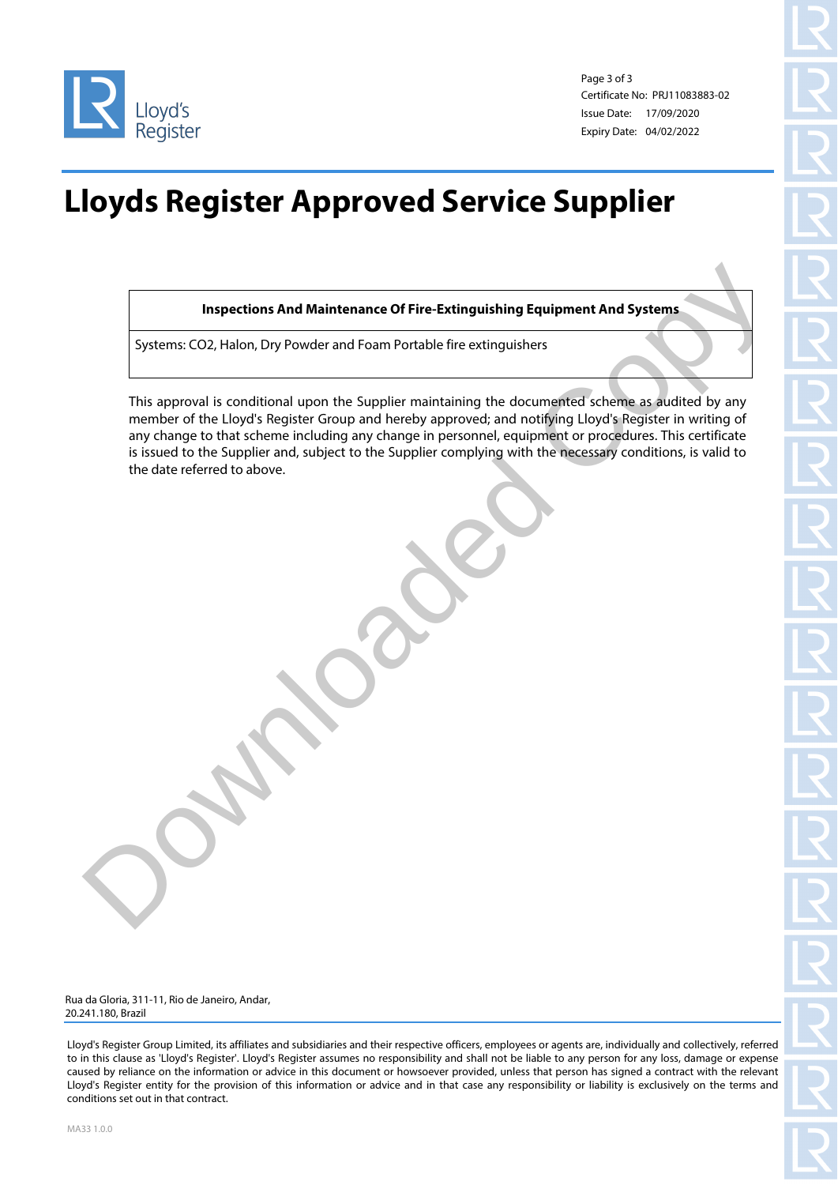Certificate No: PRJ11083883-02
Issue Date: 17/09/2020
Expiry Date: 04/02/2022

# Lloyds Register Approved Service Supplier

| **Inspections And Maintenance Of Fire-Extinguishing Equipment And Systems** |
|---|
| Systems: $CO_2$, Halon, Dry Powder and Foam Portable fire extinguishers |

This approval is conditional upon the Supplier maintaining the documented scheme as audited by any member of the Lloyd's Register Group and hereby approved; and notifying Lloyd's Register in writing of any change to that scheme including any change in personnel, equipment or procedures. This certificate is issued to the Supplier and, subject to the Supplier complying with the necessary conditions, is valid to the date referred to above.

Rua da Gloria, 311-11, Rio de Janeiro, Andar,
20.241.180, Brazil

Lloyd's Register Group Limited, its affiliates and subsidiaries and their respective officers, employees or agents are, individually and collectively, referred to in this clause as 'Lloyd's Register'. Lloyd's Register assumes no responsibility and shall not be liable to any person for any loss, damage or expense caused by reliance on the information or advice in this document or howsoever provided, unless that person has signed a contract with the relevant Lloyd's Register entity for the provision of this information or advice and in that case any responsibility or liability is exclusively on the terms and conditions set out in that contract.

MA33 1.0.0